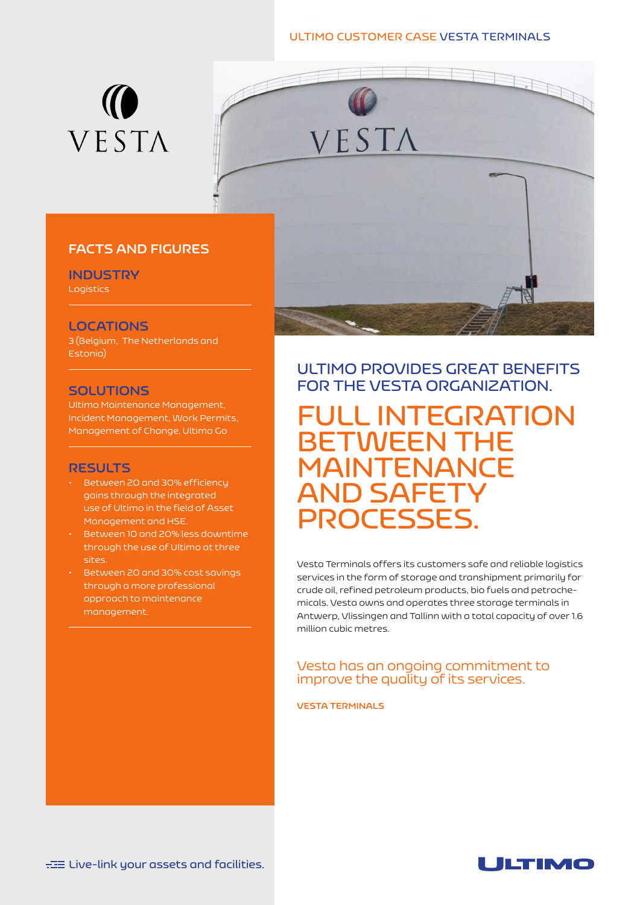ULTIMO CUSTOMER CASE VESTA TERMINALS

VESTA

## FACTS AND FIGURES

### INDUSTRY

Logistics

### LOCATIONS

3 (Belgium, The Netherlands and Estonia)

### SOLUTIONS

Ultimo Maintenance Management, Incident Management, Work Permits, Management of Change, Ultimo Go

### RESULTS

- Between 20 and 30% efficiency gains through the integrated use of Ultimo in the field of Asset Management and HSE.
- Between 10 and 20% less downtime through the use of Ultimo at three sites.
- Between 20 and 30% cost savings through a more professional approach to maintenance management.

## ULTIMO PROVIDES GREAT BENEFITS FOR THE VESTA ORGANIZATION.

# FULL INTEGRATION BETWEEN THE MAINTENANCE AND SAFETY PROCESSES.

Vesta Terminals offers its customers safe and reliable logistics services in the form of storage and transhipment primarily for crude oil, refined petroleum products, bio fuels and petrochemicals. Vesta owns and operates three storage terminals in Antwerp, Vlissingen and Tallinn with a total capacity of over 1.6 million cubic metres.

Vesta has an ongoing commitment to improve the quality of its services.

**VESTA TERMINALS**

Live-link your assets and facilities.

ULTIMO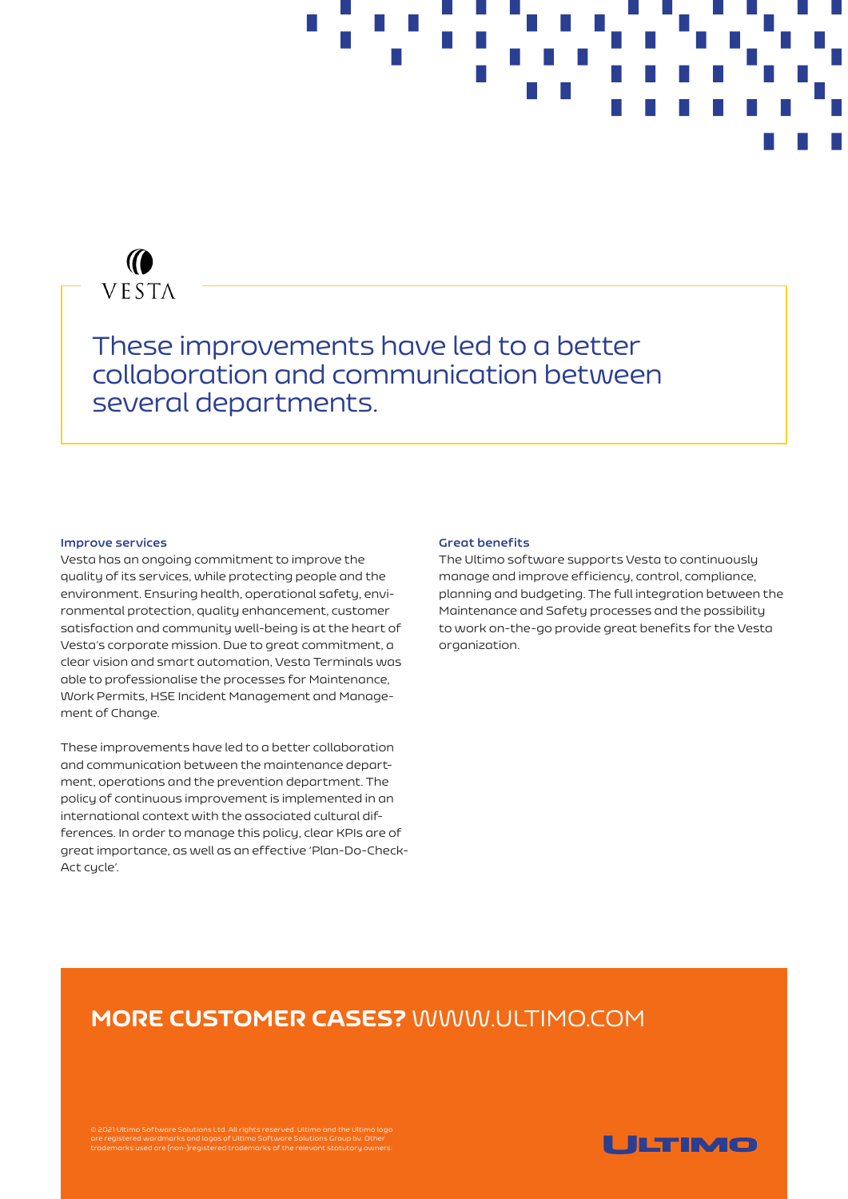VESTA

> These improvements have led to a better collaboration and communication between several departments.

### Improve services

Vesta has an ongoing commitment to improve the quality of its services, while protecting people and the environment. Ensuring health, operational safety, environmental protection, quality enhancement, customer satisfaction and community well-being is at the heart of Vesta's corporate mission. Due to great commitment, a clear vision and smart automation, Vesta Terminals was able to professionalise the processes for Maintenance, Work Permits, HSE Incident Management and Management of Change.

These improvements have led to a better collaboration and communication between the maintenance department, operations and the prevention department. The policy of continuous improvement is implemented in an international context with the associated cultural differences. In order to manage this policy, clear KPIs are of great importance, as well as an effective 'Plan-Do-Check-Act cycle'.

### Great benefits

The Ultimo software supports Vesta to continuously manage and improve efficiency, control, compliance, planning and budgeting. The full integration between the Maintenance and Safety processes and the possibility to work on-the-go provide great benefits for the Vesta organization.

## MORE CUSTOMER CASES? WWW.ULTIMO.COM

© 2021 Ultimo Software Solutions Ltd. All rights reserved. Ultimo and the Ultimo logo are registered wordmarks and logos of Ultimo Software Solutions Group bv. Other trademarks used are (non-)registered trademarks of the relevant statutory owners.

ULTIMO